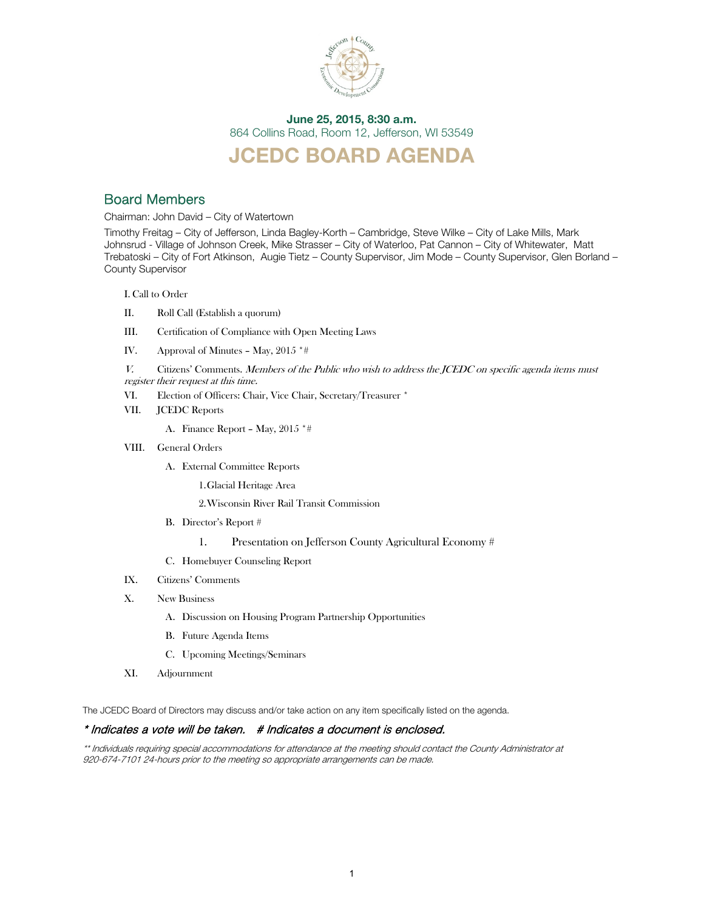**June 25, 2015, 8:30 a.m.**

864 Collins Road, Room 12, Jefferson, WI 53549

# JCEDC BOARD AGENDA

## Board Members

Chairman: John David – City of Watertown

Timothy Freitag – City of Jefferson, Linda Bagley-Korth – Cambridge, Steve Wilke – City of Lake Mills, Mark Johnsrud - Village of Johnson Creek, Mike Strasser – City of Waterloo, Pat Cannon – City of Whitewater, Matt Trebatoski – City of Fort Atkinson, Augie Tietz – County Supervisor, Jim Mode – County Supervisor, Glen Borland – County Supervisor

I. Call to Order

II. Roll Call (Establish a quorum)

III. Certification of Compliance with Open Meeting Laws

IV. Approval of Minutes – May, 2015 *#

*V.* Citizens' Comments. *Members of the Public who wish to address the JCEDC on specific agenda items must register their request at this time.*

VI. Election of Officers: Chair, Vice Chair, Secretary/Treasurer *

VII. JCEDC Reports

A. Finance Report – May, 2015 *#

VIII. General Orders

A. External Committee Reports

1. Glacial Heritage Area

2. Wisconsin River Rail Transit Commission

B. Director's Report #

1. Presentation on Jefferson County Agricultural Economy #

C. Homebuyer Counseling Report

IX. Citizens' Comments

X. New Business

A. Discussion on Housing Program Partnership Opportunities

B. Future Agenda Items

C. Upcoming Meetings/Seminars

XI. Adjournment

The JCEDC Board of Directors may discuss and/or take action on any item specifically listed on the agenda.

***\* Indicates a vote will be taken. # Indicates a document is enclosed.***

*** Individuals requiring special accommodations for attendance at the meeting should contact the County Administrator at 920-674-7101 24-hours prior to the meeting so appropriate arrangements can be made.*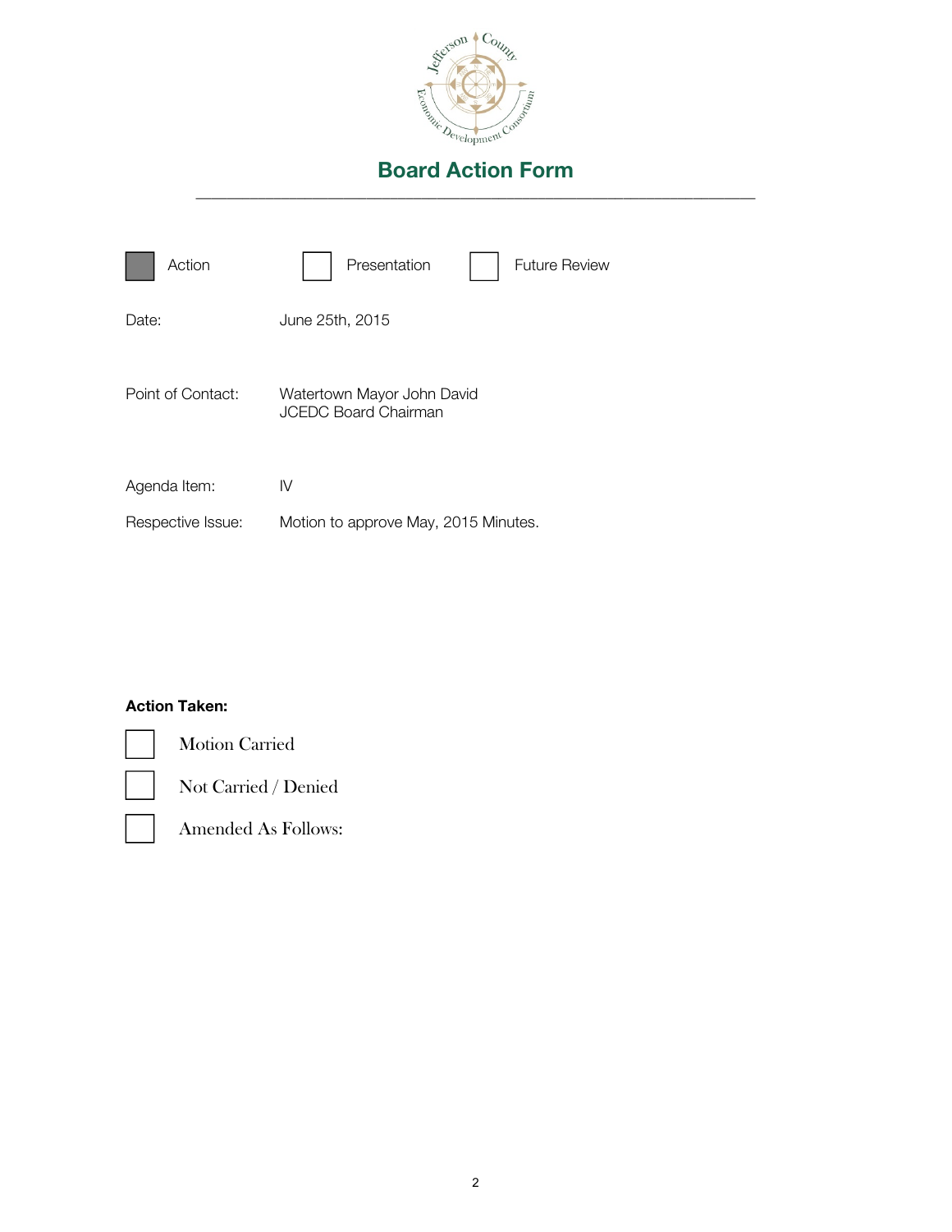# Board Action Form

---

- [x] Action
- [ ] Presentation
- [ ] Future Review

Date: June 25th, 2015

Point of Contact: Watertown Mayor John David
JCEDC Board Chairman

Agenda Item: IV

Respective Issue: Motion to approve May, 2015 Minutes.

**Action Taken:**

- [ ] Motion Carried
- [ ] Not Carried / Denied
- [ ] Amended As Follows: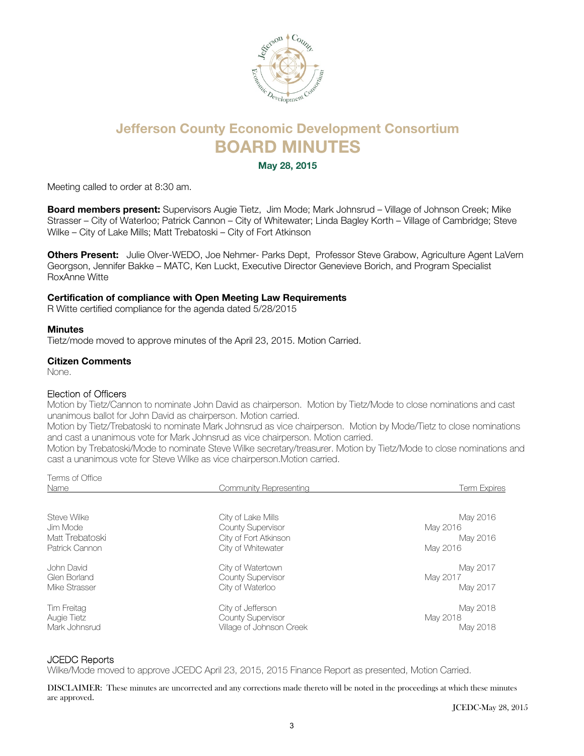# Jefferson County Economic Development Consortium
# BOARD MINUTES

**May 28, 2015**

Meeting called to order at 8:30 am.

**Board members present:** Supervisors Augie Tietz, Jim Mode; Mark Johnsrud – Village of Johnson Creek; Mike Strasser – City of Waterloo; Patrick Cannon – City of Whitewater; Linda Bagley Korth – Village of Cambridge; Steve Wilke – City of Lake Mills; Matt Trebatoski – City of Fort Atkinson

**Others Present:** Julie Olver-WEDO, Joe Nehmer- Parks Dept, Professor Steve Grabow, Agriculture Agent LaVern Georgson, Jennifer Bakke – MATC, Ken Luckt, Executive Director Genevieve Borich, and Program Specialist RoxAnne Witte

**Certification of compliance with Open Meeting Law Requirements**
R Witte certified compliance for the agenda dated 5/28/2015

**Minutes**
Tietz/mode moved to approve minutes of the April 23, 2015. Motion Carried.

**Citizen Comments**
None.

Election of Officers
Motion by Tietz/Cannon to nominate John David as chairperson. Motion by Tietz/Mode to close nominations and cast unanimous ballot for John David as chairperson. Motion carried.
Motion by Tietz/Trebatoski to nominate Mark Johnsrud as vice chairperson. Motion by Mode/Tietz to close nominations and cast a unanimous vote for Mark Johnsrud as vice chairperson. Motion carried.
Motion by Trebatoski/Mode to nominate Steve Wilke secretary/treasurer. Motion by Tietz/Mode to close nominations and cast a unanimous vote for Steve Wilke as vice chairperson.Motion carried.

Terms of Office

| Name | Community Representing | Term Expires |
|---|---|---|
| Steve Wilke | City of Lake Mills | May 2016 |
| Jim Mode | County Supervisor | May 2016 |
| Matt Trebatoski | City of Fort Atkinson | May 2016 |
| Patrick Cannon | City of Whitewater | May 2016 |
| John David | City of Watertown | May 2017 |
| Glen Borland | County Supervisor | May 2017 |
| Mike Strasser | City of Waterloo | May 2017 |
| Tim Freitag | City of Jefferson | May 2018 |
| Augie Tietz | County Supervisor | May 2018 |
| Mark Johnsrud | Village of Johnson Creek | May 2018 |

JCEDC Reports
Wilke/Mode moved to approve JCEDC April 23, 2015, 2015 Finance Report as presented, Motion Carried.

DISCLAIMER: These minutes are uncorrected and any corrections made thereto will be noted in the proceedings at which these minutes are approved.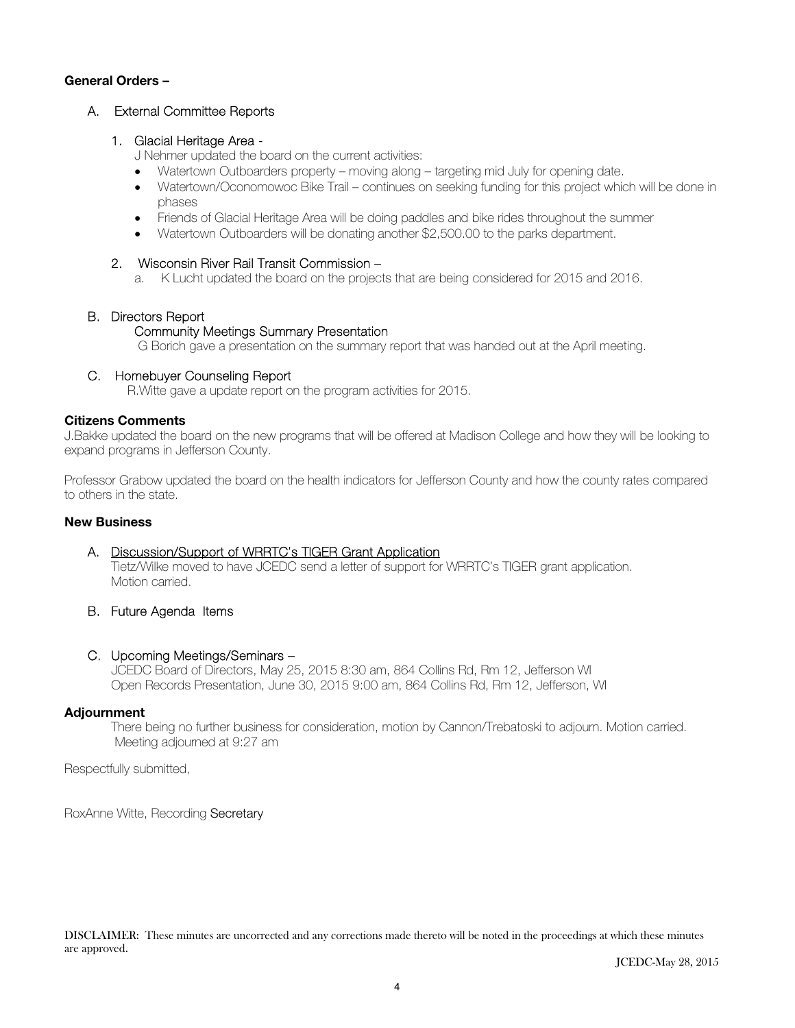**General Orders –**

A. External Committee Reports

1. Glacial Heritage Area -

   J Nehmer updated the board on the current activities:

   - Watertown Outboarders property – moving along – targeting mid July for opening date.
   - Watertown/Oconomowoc Bike Trail – continues on seeking funding for this project which will be done in phases
   - Friends of Glacial Heritage Area will be doing paddles and bike rides throughout the summer
   - Watertown Outboarders will be donating another $2,500.00 to the parks department.

2. Wisconsin River Rail Transit Commission –

   a. K Lucht updated the board on the projects that are being considered for 2015 and 2016.

B. Directors Report

   Community Meetings Summary Presentation

   G Borich gave a presentation on the summary report that was handed out at the April meeting.

C. Homebuyer Counseling Report

   R.Witte gave a update report on the program activities for 2015.

**Citizens Comments**

J.Bakke updated the board on the new programs that will be offered at Madison College and how they will be looking to expand programs in Jefferson County.

Professor Grabow updated the board on the health indicators for Jefferson County and how the county rates compared to others in the state.

**New Business**

A. Discussion/Support of WRRTC's TIGER Grant Application

   Tietz/Wilke moved to have JCEDC send a letter of support for WRRTC's TIGER grant application. Motion carried.

B. Future Agenda Items

C. Upcoming Meetings/Seminars –

   JCEDC Board of Directors, May 25, 2015 8:30 am, 864 Collins Rd, Rm 12, Jefferson WI
   Open Records Presentation, June 30, 2015 9:00 am, 864 Collins Rd, Rm 12, Jefferson, WI

**Adjournment**

There being no further business for consideration, motion by Cannon/Trebatoski to adjourn. Motion carried. Meeting adjourned at 9:27 am

Respectfully submitted,

RoxAnne Witte, Recording Secretary

DISCLAIMER: These minutes are uncorrected and any corrections made thereto will be noted in the proceedings at which these minutes are approved.

JCEDC-May 28, 2015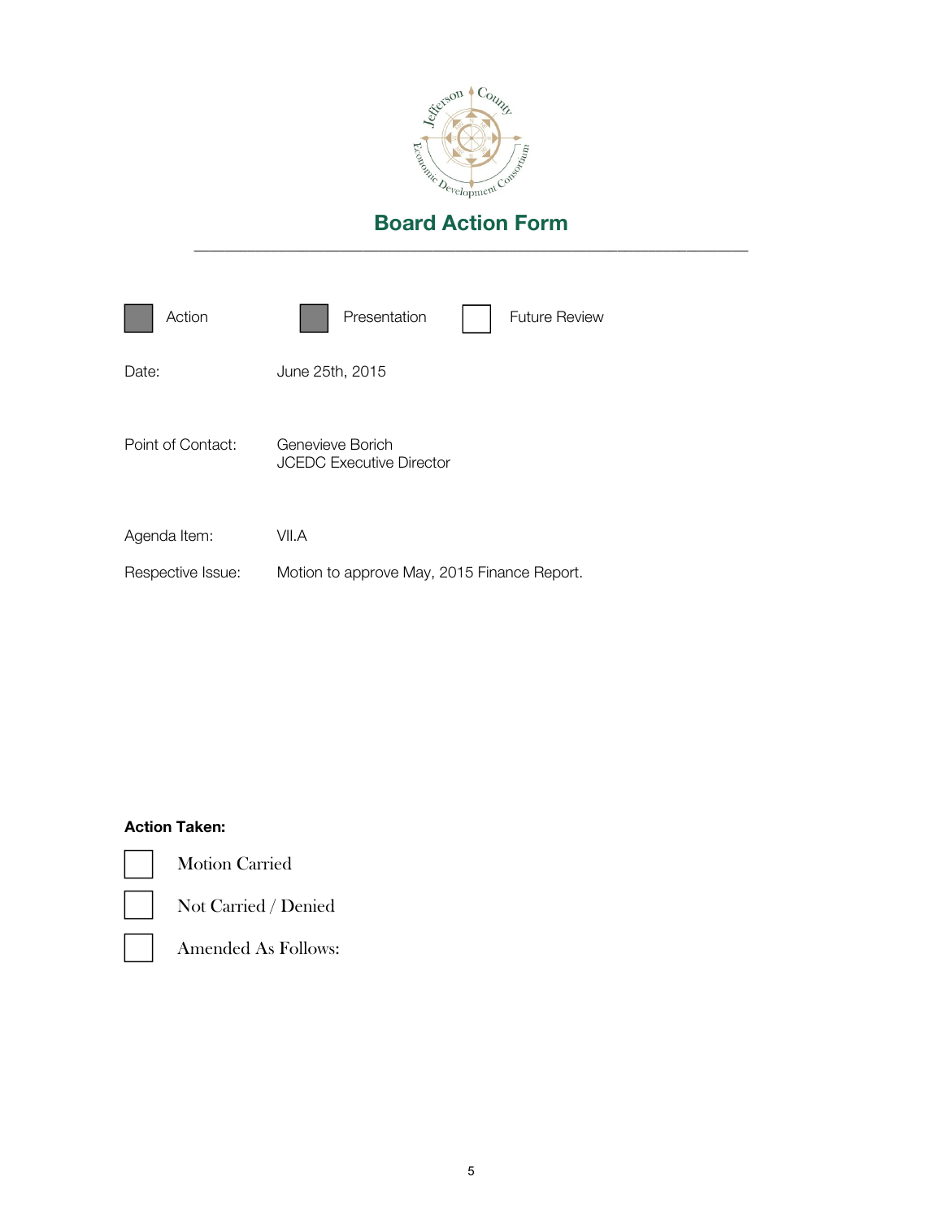Jefferson County Economic Development Consortium

# Board Action Form

---

- [x] Action
- [x] Presentation
- [ ] Future Review

Date: June 25th, 2015

Point of Contact: Genevieve Borich
JCEDC Executive Director

Agenda Item: VII.A

Respective Issue: Motion to approve May, 2015 Finance Report.

**Action Taken:**

- [ ] Motion Carried
- [ ] Not Carried / Denied
- [ ] Amended As Follows: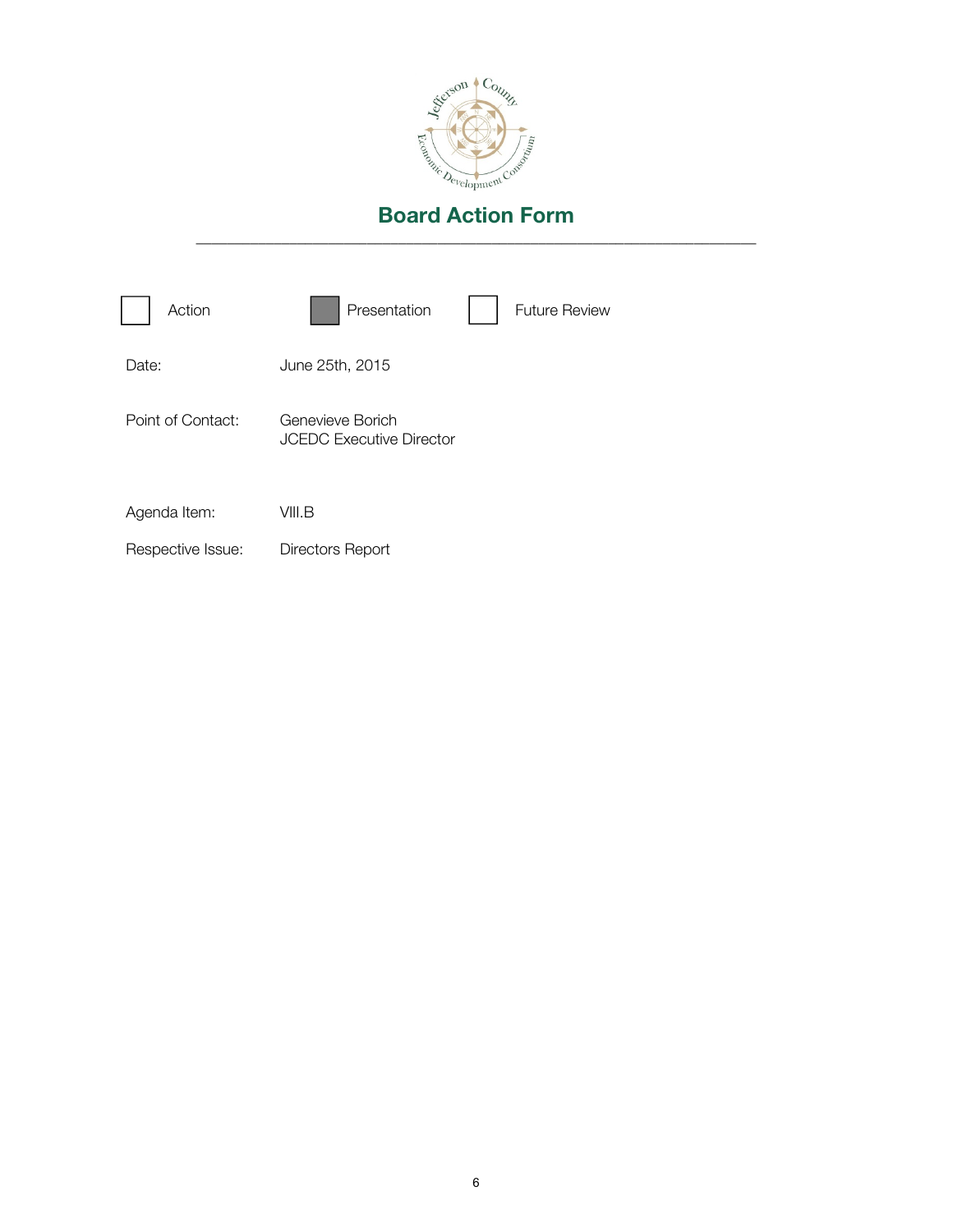## Board Action Form

☐ Action ☒ Presentation ☐ Future Review

| | |
|---|---|
| Date: | June 25th, 2015 |
| Point of Contact: | Genevieve Borich<br>JCEDC Executive Director |
| Agenda Item: | VIII.B |
| Respective Issue: | Directors Report |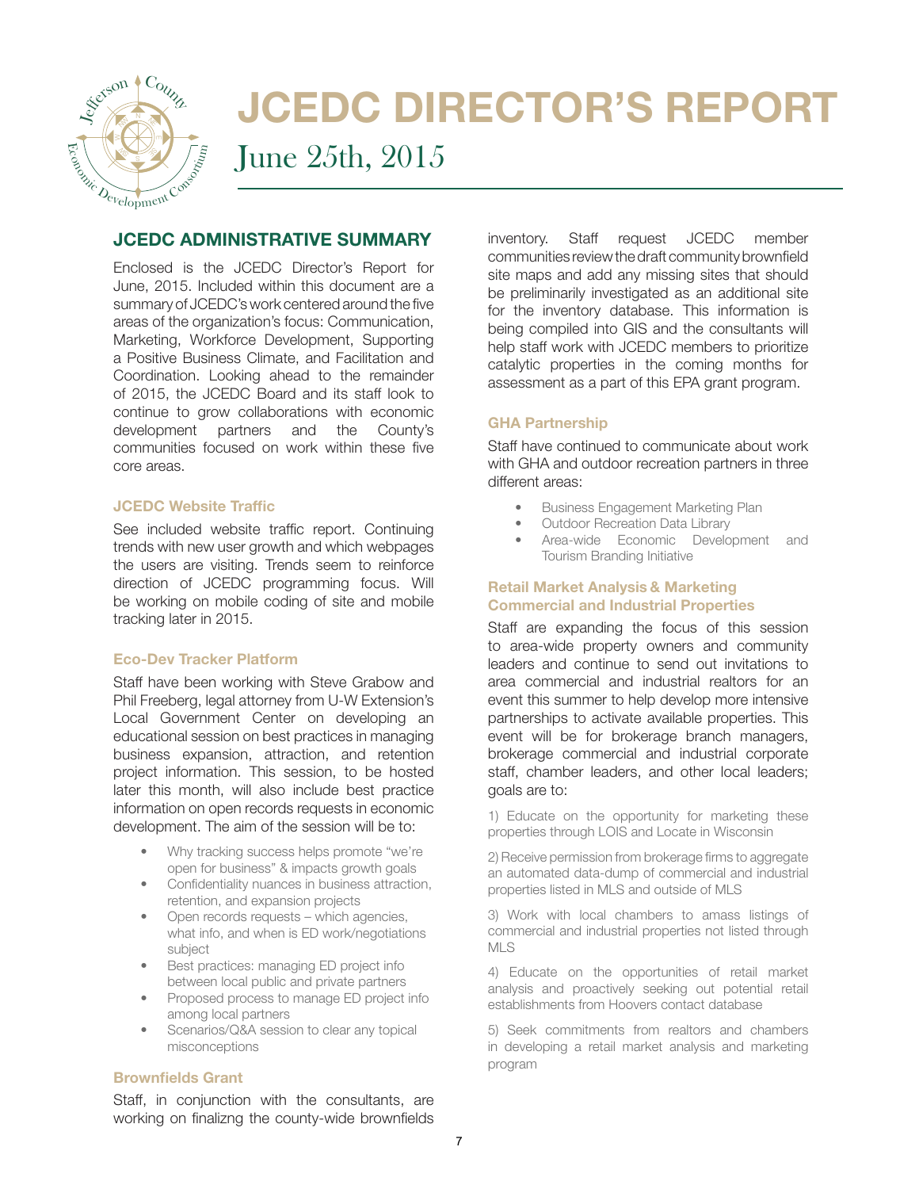# JCEDC DIRECTOR'S REPORT

June 25th, 2015

## JCEDC ADMINISTRATIVE SUMMARY

Enclosed is the JCEDC Director's Report for June, 2015. Included within this document are a summary of JCEDC's work centered around the five areas of the organization's focus: Communication, Marketing, Workforce Development, Supporting a Positive Business Climate, and Facilitation and Coordination. Looking ahead to the remainder of 2015, the JCEDC Board and its staff look to continue to grow collaborations with economic development partners and the County's communities focused on work within these five core areas.

### JCEDC Website Traffic

See included website traffic report. Continuing trends with new user growth and which webpages the users are visiting. Trends seem to reinforce direction of JCEDC programming focus. Will be working on mobile coding of site and mobile tracking later in 2015.

### Eco-Dev Tracker Platform

Staff have been working with Steve Grabow and Phil Freeberg, legal attorney from U-W Extension's Local Government Center on developing an educational session on best practices in managing business expansion, attraction, and retention project information. This session, to be hosted later this month, will also include best practice information on open records requests in economic development. The aim of the session will be to:

- Why tracking success helps promote "we're open for business" & impacts growth goals
- Confidentiality nuances in business attraction, retention, and expansion projects
- Open records requests – which agencies, what info, and when is ED work/negotiations subject
- Best practices: managing ED project info between local public and private partners
- Proposed process to manage ED project info among local partners
- Scenarios/Q&A session to clear any topical misconceptions

### Brownfields Grant

Staff, in conjunction with the consultants, are working on finalizng the county-wide brownfields inventory. Staff request JCEDC member communities review the draft community brownfield site maps and add any missing sites that should be preliminarily investigated as an additional site for the inventory database. This information is being compiled into GIS and the consultants will help staff work with JCEDC members to prioritize catalytic properties in the coming months for assessment as a part of this EPA grant program.

### GHA Partnership

Staff have continued to communicate about work with GHA and outdoor recreation partners in three different areas:

- Business Engagement Marketing Plan
- Outdoor Recreation Data Library
- Area-wide Economic Development and Tourism Branding Initiative

### Retail Market Analysis & Marketing Commercial and Industrial Properties

Staff are expanding the focus of this session to area-wide property owners and community leaders and continue to send out invitations to area commercial and industrial realtors for an event this summer to help develop more intensive partnerships to activate available properties. This event will be for brokerage branch managers, brokerage commercial and industrial corporate staff, chamber leaders, and other local leaders; goals are to:

1) Educate on the opportunity for marketing these properties through LOIS and Locate in Wisconsin

2) Receive permission from brokerage firms to aggregate an automated data-dump of commercial and industrial properties listed in MLS and outside of MLS

3) Work with local chambers to amass listings of commercial and industrial properties not listed through MLS

4) Educate on the opportunities of retail market analysis and proactively seeking out potential retail establishments from Hoovers contact database

5) Seek commitments from realtors and chambers in developing a retail market analysis and marketing program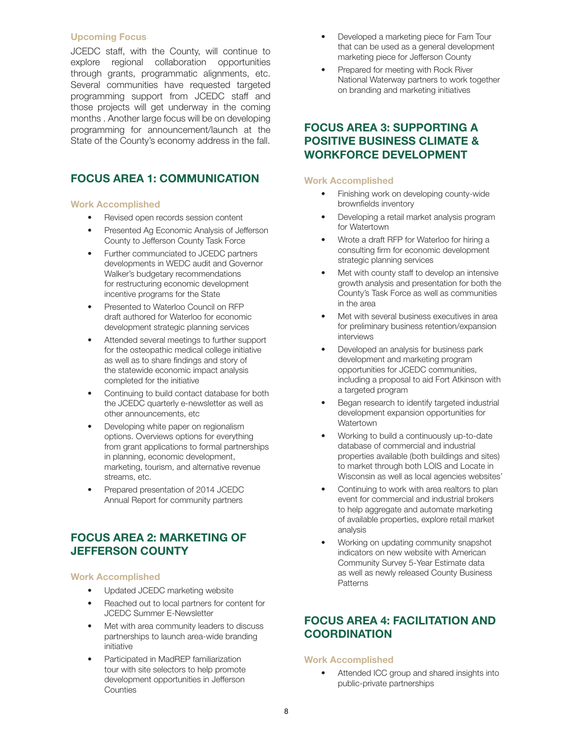### Upcoming Focus

JCEDC staff, with the County, will continue to explore regional collaboration opportunities through grants, programmatic alignments, etc. Several communities have requested targeted programming support from JCEDC staff and those projects will get underway in the coming months . Another large focus will be on developing programming for announcement/launch at the State of the County's economy address in the fall.

## FOCUS AREA 1: COMMUNICATION

### Work Accomplished

- Revised open records session content
- Presented Ag Economic Analysis of Jefferson County to Jefferson County Task Force
- Further communciated to JCEDC partners developments in WEDC audit and Governor Walker's budgetary recommendations for restructuring economic development incentive programs for the State
- Presented to Waterloo Council on RFP draft authored for Waterloo for economic development strategic planning services
- Attended several meetings to further support for the osteopathic medical college initiative as well as to share findings and story of the statewide economic impact analysis completed for the initiative
- Continuing to build contact database for both the JCEDC quarterly e-newsletter as well as other announcements, etc
- Developing white paper on regionalism options. Overviews options for everything from grant applications to formal partnerships in planning, economic development, marketing, tourism, and alternative revenue streams, etc.
- Prepared presentation of 2014 JCEDC Annual Report for community partners

## FOCUS AREA 2: MARKETING OF JEFFERSON COUNTY

### Work Accomplished

- Updated JCEDC marketing website
- Reached out to local partners for content for JCEDC Summer E-Newsletter
- Met with area community leaders to discuss partnerships to launch area-wide branding initiative
- Participated in MadREP familiarization tour with site selectors to help promote development opportunities in Jefferson Counties
- Developed a marketing piece for Fam Tour that can be used as a general development marketing piece for Jefferson County
- Prepared for meeting with Rock River National Waterway partners to work together on branding and marketing initiatives

## FOCUS AREA 3: SUPPORTING A POSITIVE BUSINESS CLIMATE & WORKFORCE DEVELOPMENT

### Work Accomplished

- Finishing work on developing county-wide brownfields inventory
- Developing a retail market analysis program for Watertown
- Wrote a draft RFP for Waterloo for hiring a consulting firm for economic development strategic planning services
- Met with county staff to develop an intensive growth analysis and presentation for both the County's Task Force as well as communities in the area
- Met with several business executives in area for preliminary business retention/expansion interviews
- Developed an analysis for business park development and marketing program opportunities for JCEDC communities, including a proposal to aid Fort Atkinson with a targeted program
- Began research to identify targeted industrial development expansion opportunities for Watertown
- Working to build a continuously up-to-date database of commercial and industrial properties available (both buildings and sites) to market through both LOIS and Locate in Wisconsin as well as local agencies websites'
- Continuing to work with area realtors to plan event for commercial and industrial brokers to help aggregate and automate marketing of available properties, explore retail market analysis
- Working on updating community snapshot indicators on new website with American Community Survey 5-Year Estimate data as well as newly released County Business Patterns

## FOCUS AREA 4: FACILITATION AND COORDINATION

### Work Accomplished

- Attended ICC group and shared insights into public-private partnerships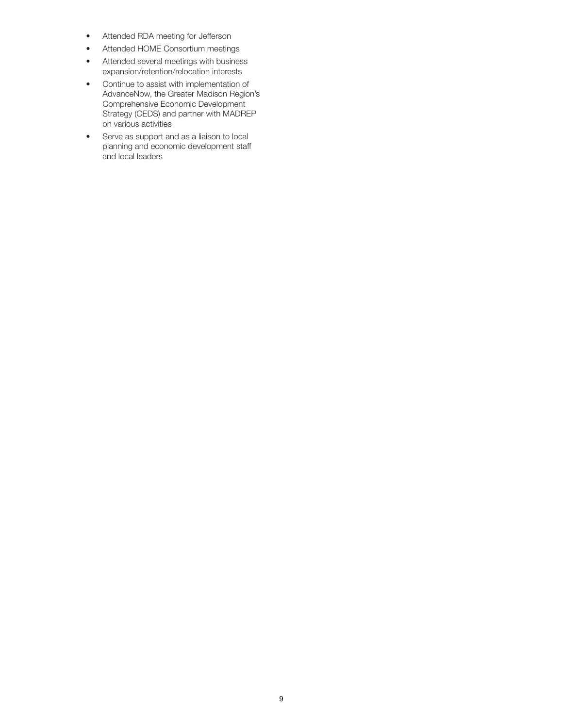- Attended RDA meeting for Jefferson
- Attended HOME Consortium meetings
- Attended several meetings with business expansion/retention/relocation interests
- Continue to assist with implementation of AdvanceNow, the Greater Madison Region's Comprehensive Economic Development Strategy (CEDS) and partner with MADREP on various activities
- Serve as support and as a liaison to local planning and economic development staff and local leaders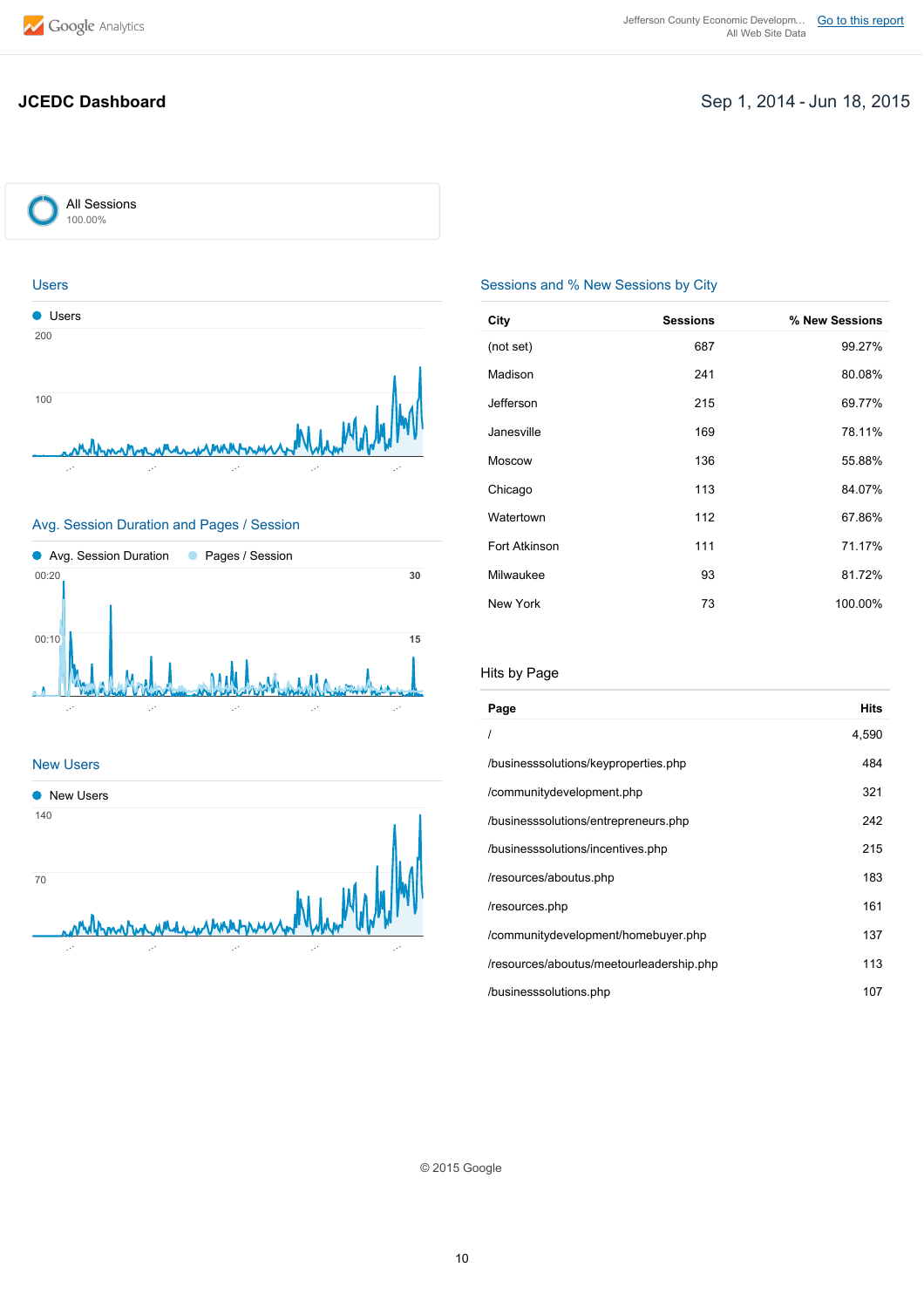Google Analytics

Jefferson County Economic Developm... All Web Site Data — Go to this report

# JCEDC Dashboard

Sep 1, 2014 - Jun 18, 2015

All Sessions
100.00%

## Users

Users

200

100

## Avg. Session Duration and Pages / Session

Avg. Session Duration   Pages / Session

00:20   30

00:10   15

## New Users

New Users

140

70

## Sessions and % New Sessions by City

| City | Sessions | % New Sessions |
|---|---|---|
| (not set) | 687 | 99.27% |
| Madison | 241 | 80.08% |
| Jefferson | 215 | 69.77% |
| Janesville | 169 | 78.11% |
| Moscow | 136 | 55.88% |
| Chicago | 113 | 84.07% |
| Watertown | 112 | 67.86% |
| Fort Atkinson | 111 | 71.17% |
| Milwaukee | 93 | 81.72% |
| New York | 73 | 100.00% |

## Hits by Page

| Page | Hits |
|---|---|
| / | 4,590 |
| /businesssolutions/keyproperties.php | 484 |
| /communitydevelopment.php | 321 |
| /businesssolutions/entrepreneurs.php | 242 |
| /businesssolutions/incentives.php | 215 |
| /resources/aboutus.php | 183 |
| /resources.php | 161 |
| /communitydevelopment/homebuyer.php | 137 |
| /resources/aboutus/meetourleadership.php | 113 |
| /businesssolutions.php | 107 |

© 2015 Google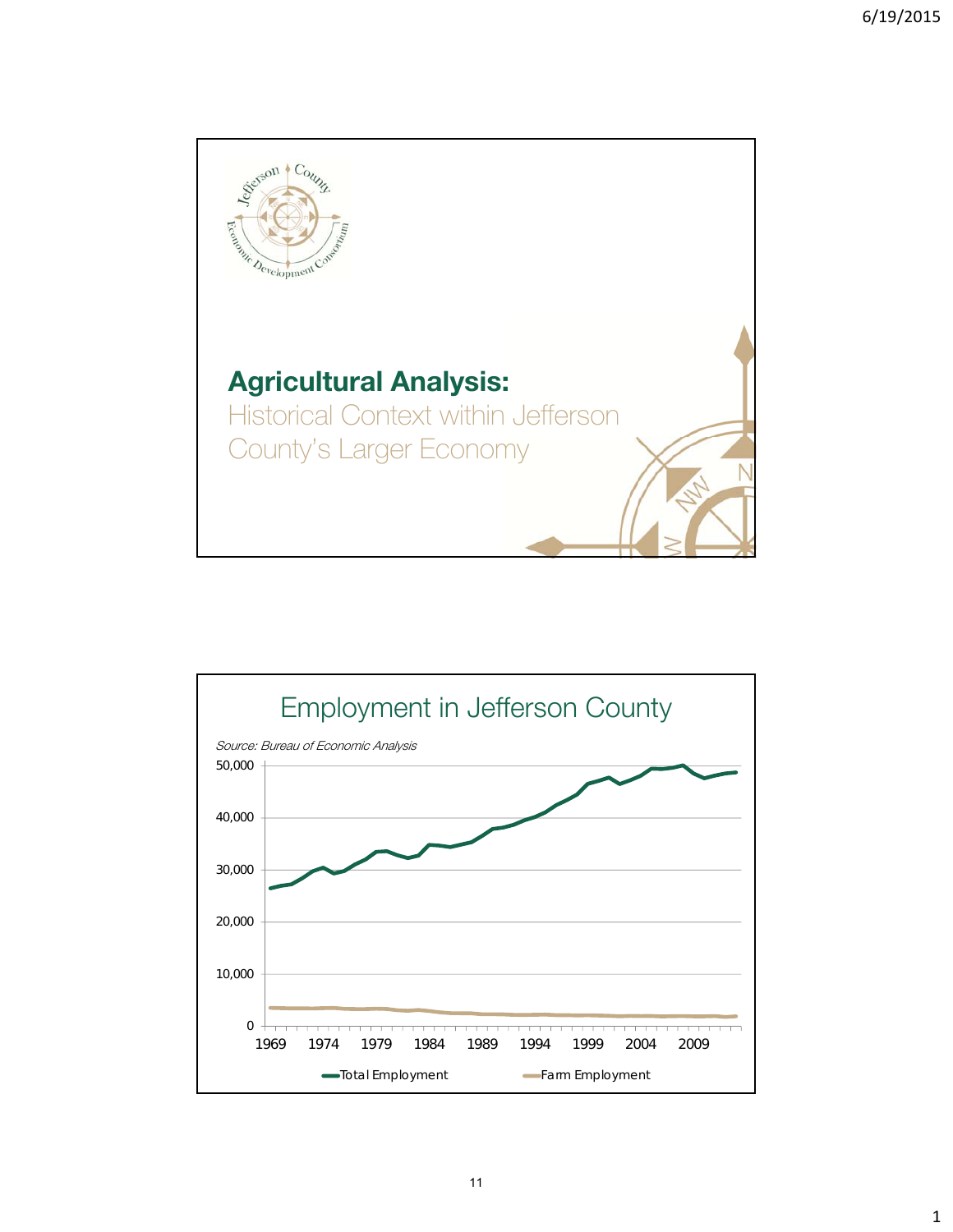Jefferson County Economic Development Consortium

# Agricultural Analysis:

Historical Context within Jefferson County's Larger Economy

## Employment in Jefferson County

*Source: Bureau of Economic Analysis*

50,000
40,000
30,000
20,000
10,000
0

1969 1974 1979 1984 1989 1994 1999 2004 2009

Total Employment
Farm Employment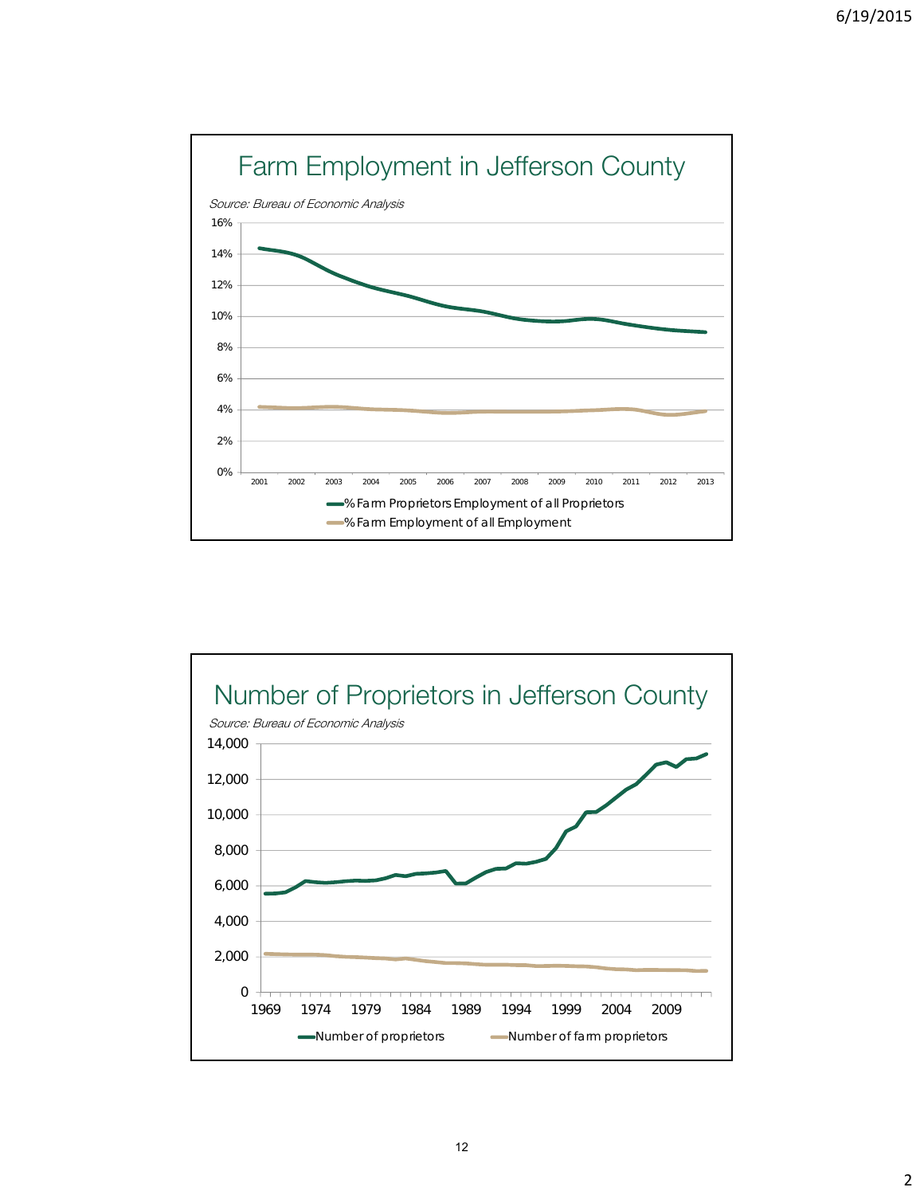## Farm Employment in Jefferson County

*Source: Bureau of Economic Analysis*

16%
14%
12%
10%
8%
6%
4%
2%
0%

2001 2002 2003 2004 2005 2006 2007 2008 2009 2010 2011 2012 2013

% Farm Proprietors Employment of all Proprietors
% Farm Employment of all Employment

## Number of Proprietors in Jefferson County

*Source: Bureau of Economic Analysis*

14,000
12,000
10,000
8,000
6,000
4,000
2,000
0

1969 1974 1979 1984 1989 1994 1999 2004 2009

Number of proprietors
Number of farm proprietors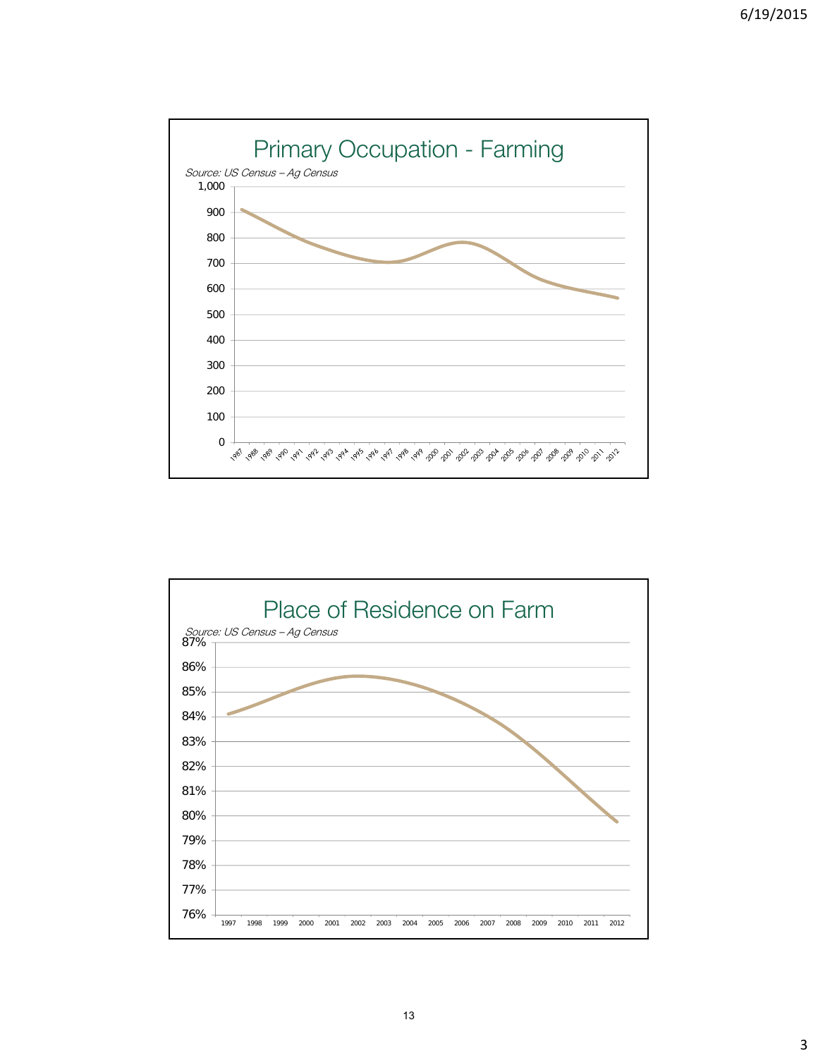## Primary Occupation - Farming

*Source: US Census – Ag Census*

## Place of Residence on Farm

*Source: US Census – Ag Census*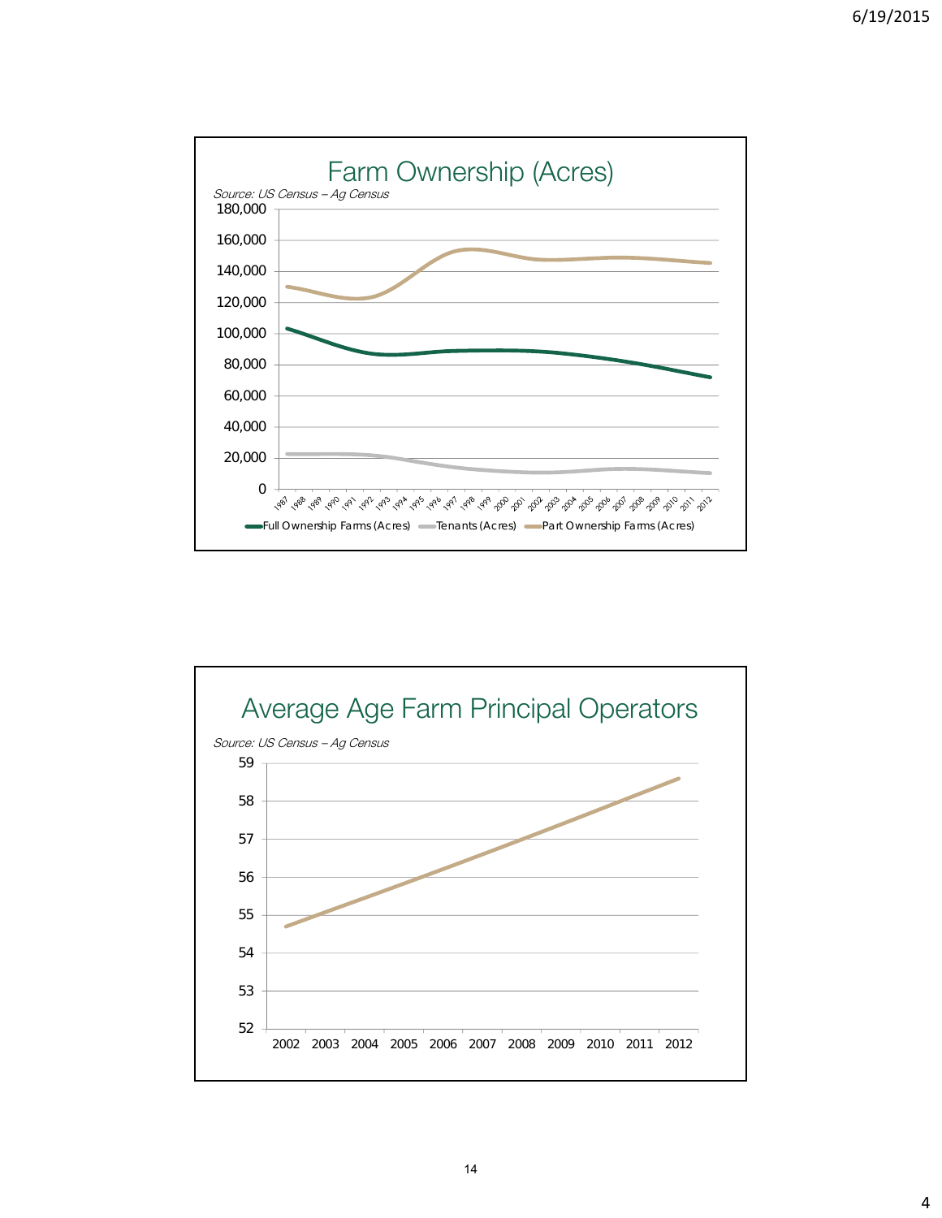## Farm Ownership (Acres)

*Source: US Census – Ag Census*

180,000
160,000
140,000
120,000
100,000
80,000
60,000
40,000
20,000
0

1987 1988 1989 1990 1991 1992 1993 1994 1995 1996 1997 1998 1999 2000 2001 2002 2003 2004 2005 2006 2007 2008 2009 2010 2011 2012

Full Ownership Farms (Acres) Tenants (Acres) Part Ownership Farms (Acres)

## Average Age Farm Principal Operators

*Source: US Census – Ag Census*

59
58
57
56
55
54
53
52

2002 2003 2004 2005 2006 2007 2008 2009 2010 2011 2012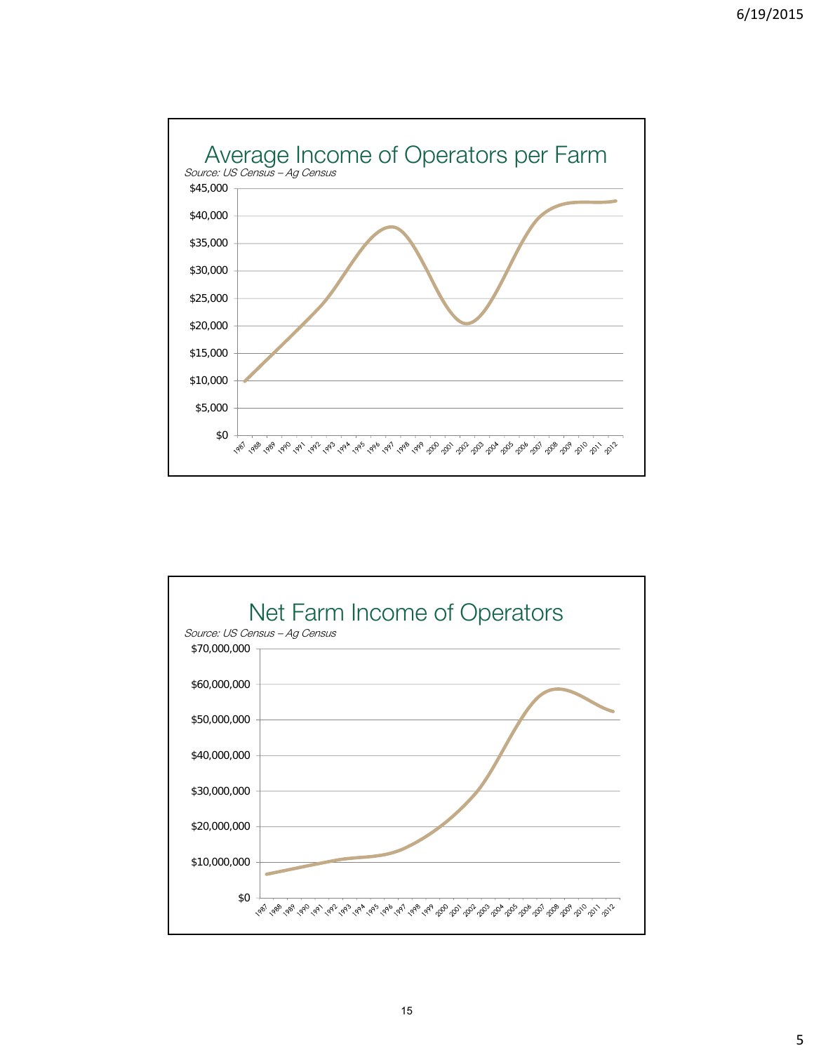## Average Income of Operators per Farm

*Source: US Census – Ag Census*

$45,000
$40,000
$35,000
$30,000
$25,000
$20,000
$15,000
$10,000
$5,000
$0

1987 1988 1989 1990 1991 1992 1993 1994 1995 1996 1997 1998 1999 2000 2001 2002 2003 2004 2005 2006 2007 2008 2009 2010 2011 2012

## Net Farm Income of Operators

*Source: US Census – Ag Census*

$70,000,000
$60,000,000
$50,000,000
$40,000,000
$30,000,000
$20,000,000
$10,000,000
$0

1987 1988 1989 1990 1991 1992 1993 1994 1995 1996 1997 1998 1999 2000 2001 2002 2003 2004 2005 2006 2007 2008 2009 2010 2011 2012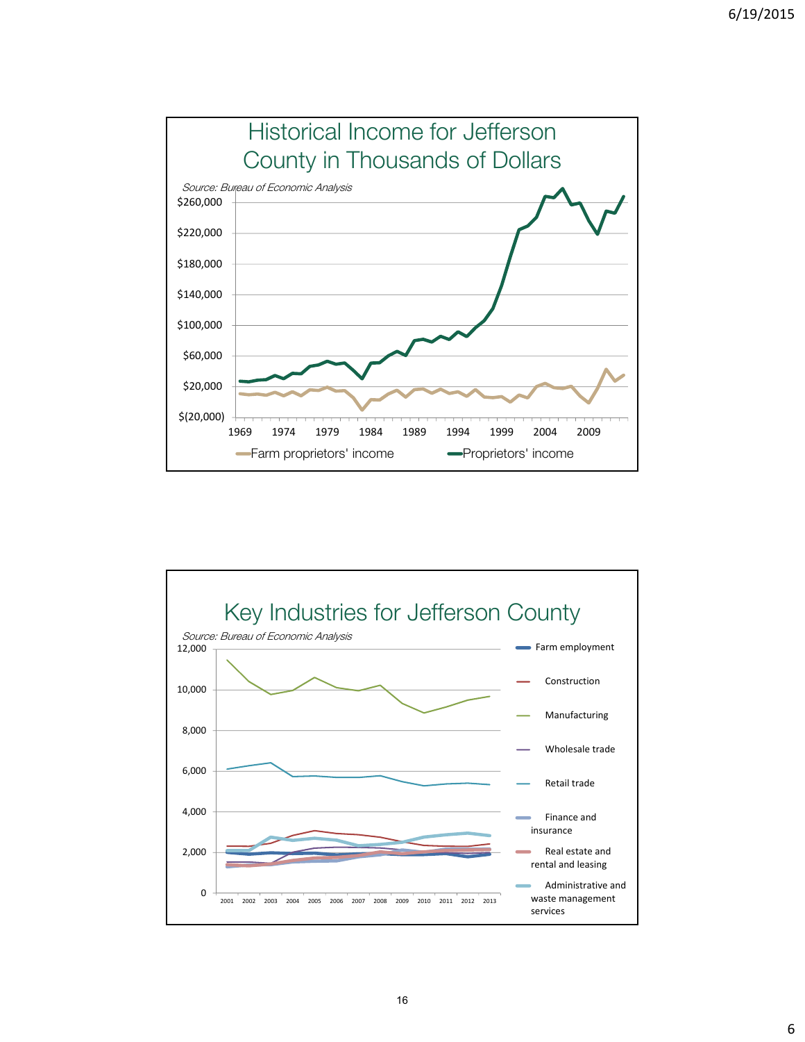## Historical Income for Jefferson County in Thousands of Dollars

*Source: Bureau of Economic Analysis*

$260,000
$220,000
$180,000
$140,000
$100,000
$60,000
$20,000
$(20,000)

1969 1974 1979 1984 1989 1994 1999 2004 2009

Farm proprietors' income
Proprietors' income

## Key Industries for Jefferson County

*Source: Bureau of Economic Analysis*

12,000
10,000
8,000
6,000
4,000
2,000
0

2001 2002 2003 2004 2005 2006 2007 2008 2009 2010 2011 2012 2013

Farm employment
Construction
Manufacturing
Wholesale trade
Retail trade
Finance and insurance
Real estate and rental and leasing
Administrative and waste management services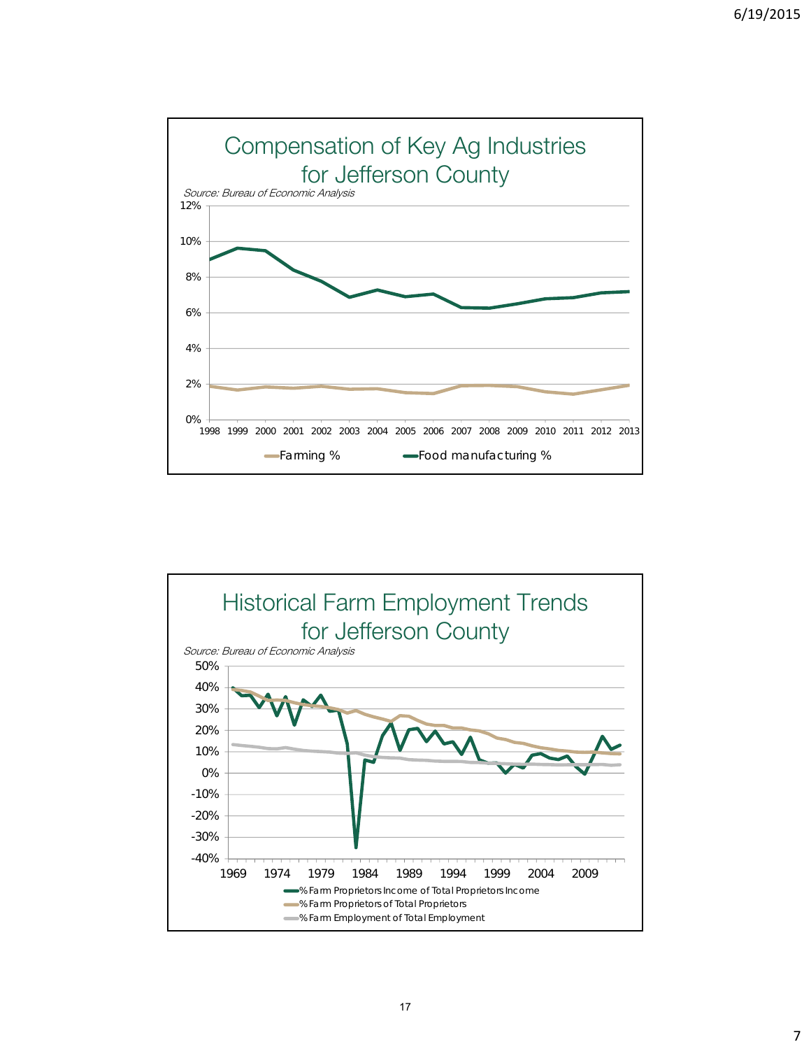## Compensation of Key Ag Industries for Jefferson County

*Source: Bureau of Economic Analysis*

12%
10%
8%
6%
4%
2%
0%

1998 1999 2000 2001 2002 2003 2004 2005 2006 2007 2008 2009 2010 2011 2012 2013

Farming %
Food manufacturing %

## Historical Farm Employment Trends for Jefferson County

*Source: Bureau of Economic Analysis*

50%
40%
30%
20%
10%
0%
-10%
-20%
-30%
-40%

1969 1974 1979 1984 1989 1994 1999 2004 2009

% Farm Proprietors Income of Total Proprietors Income
% Farm Proprietors of Total Proprietors
% Farm Employment of Total Employment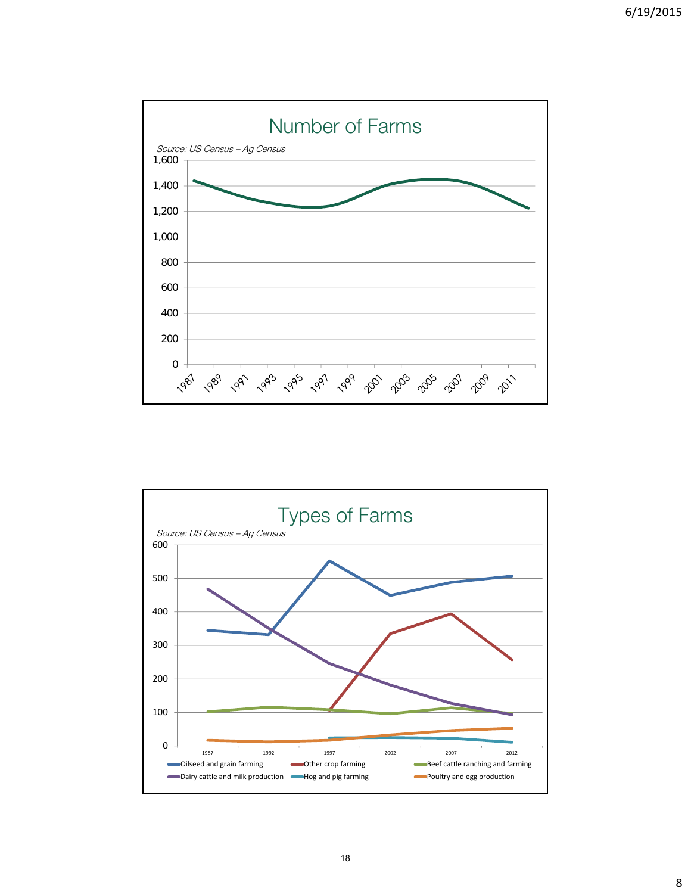## Number of Farms

*Source: US Census – Ag Census*

1,600
1,400
1,200
1,000
800
600
400
200
0

1987 1989 1991 1993 1995 1997 1999 2001 2003 2005 2007 2009 2011

## Types of Farms

*Source: US Census – Ag Census*

600
500
400
300
200
100
0

1987 1992 1997 2002 2007 2012

Oilseed and grain farming
Other crop farming
Beef cattle ranching and farming
Dairy cattle and milk production
Hog and pig farming
Poultry and egg production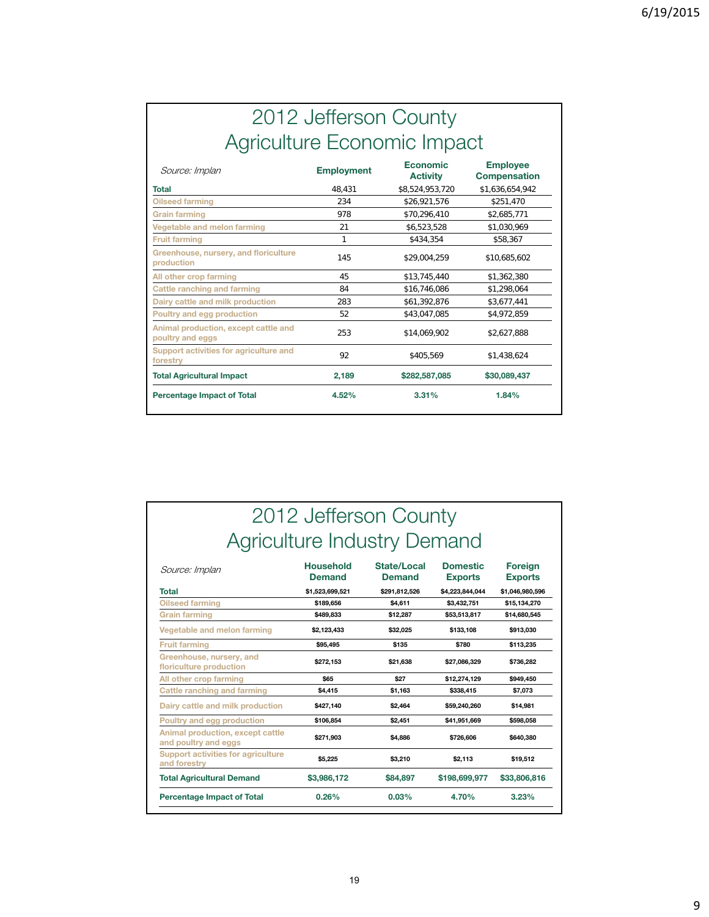# 2012 Jefferson County Agriculture Economic Impact

| *Source: Implan* | Employment | Economic Activity | Employee Compensation |
|---|---|---|---|
| **Total** | 48,431 | $8,524,953,720 | $1,636,654,942 |
| Oilseed farming | 234 | $26,921,576 | $251,470 |
| Grain farming | 978 | $70,296,410 | $2,685,771 |
| Vegetable and melon farming | 21 | $6,523,528 | $1,030,969 |
| Fruit farming | 1 | $434,354 | $58,367 |
| Greenhouse, nursery, and floriculture production | 145 | $29,004,259 | $10,685,602 |
| All other crop farming | 45 | $13,745,440 | $1,362,380 |
| Cattle ranching and farming | 84 | $16,746,086 | $1,298,064 |
| Dairy cattle and milk production | 283 | $61,392,876 | $3,677,441 |
| Poultry and egg production | 52 | $43,047,085 | $4,972,859 |
| Animal production, except cattle and poultry and eggs | 253 | $14,069,902 | $2,627,888 |
| Support activities for agriculture and forestry | 92 | $405,569 | $1,438,624 |
| **Total Agricultural Impact** | **2,189** | **$282,587,085** | **$30,089,437** |
| **Percentage Impact of Total** | **4.52%** | **3.31%** | **1.84%** |

# 2012 Jefferson County Agriculture Industry Demand

| *Source: Implan* | Household Demand | State/Local Demand | Domestic Exports | Foreign Exports |
|---|---|---|---|---|
| **Total** | $1,523,699,521 | $291,812,526 | $4,223,844,044 | $1,046,980,596 |
| Oilseed farming | $189,656 | $4,611 | $3,432,751 | $15,134,270 |
| Grain farming | $489,833 | $12,287 | $53,513,817 | $14,680,545 |
| Vegetable and melon farming | $2,123,433 | $32,025 | $133,108 | $913,030 |
| Fruit farming | $95,495 | $135 | $780 | $113,235 |
| Greenhouse, nursery, and floriculture production | $272,153 | $21,638 | $27,086,329 | $736,282 |
| All other crop farming | $65 | $27 | $12,274,129 | $949,450 |
| Cattle ranching and farming | $4,415 | $1,163 | $338,415 | $7,073 |
| Dairy cattle and milk production | $427,140 | $2,464 | $59,240,260 | $14,981 |
| Poultry and egg production | $106,854 | $2,451 | $41,951,669 | $598,058 |
| Animal production, except cattle and poultry and eggs | $271,903 | $4,886 | $726,606 | $640,380 |
| Support activities for agriculture and forestry | $5,225 | $3,210 | $2,113 | $19,512 |
| **Total Agricultural Demand** | **$3,986,172** | **$84,897** | **$198,699,977** | **$33,806,816** |
| **Percentage Impact of Total** | **0.26%** | **0.03%** | **4.70%** | **3.23%** |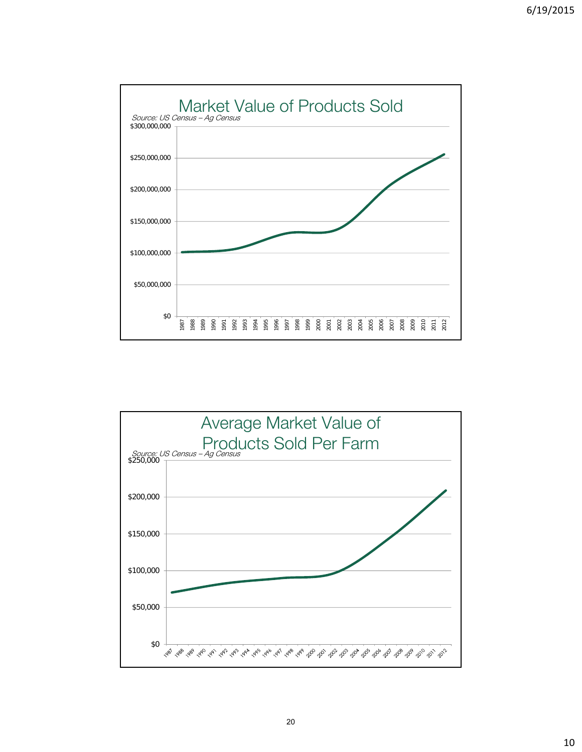## Market Value of Products Sold

*Source: US Census – Ag Census*

$300,000,000
$250,000,000
$200,000,000
$150,000,000
$100,000,000
$50,000,000
$0

1987 1988 1989 1990 1991 1992 1993 1994 1995 1996 1997 1998 1999 2000 2001 2002 2003 2004 2005 2006 2007 2008 2009 2010 2011 2012

## Average Market Value of Products Sold Per Farm

*Source: US Census – Ag Census*

$250,000
$200,000
$150,000
$100,000
$50,000
$0

1987 1988 1989 1990 1991 1992 1993 1994 1995 1996 1997 1998 1999 2000 2001 2002 2003 2004 2005 2006 2007 2008 2009 2010 2011 2012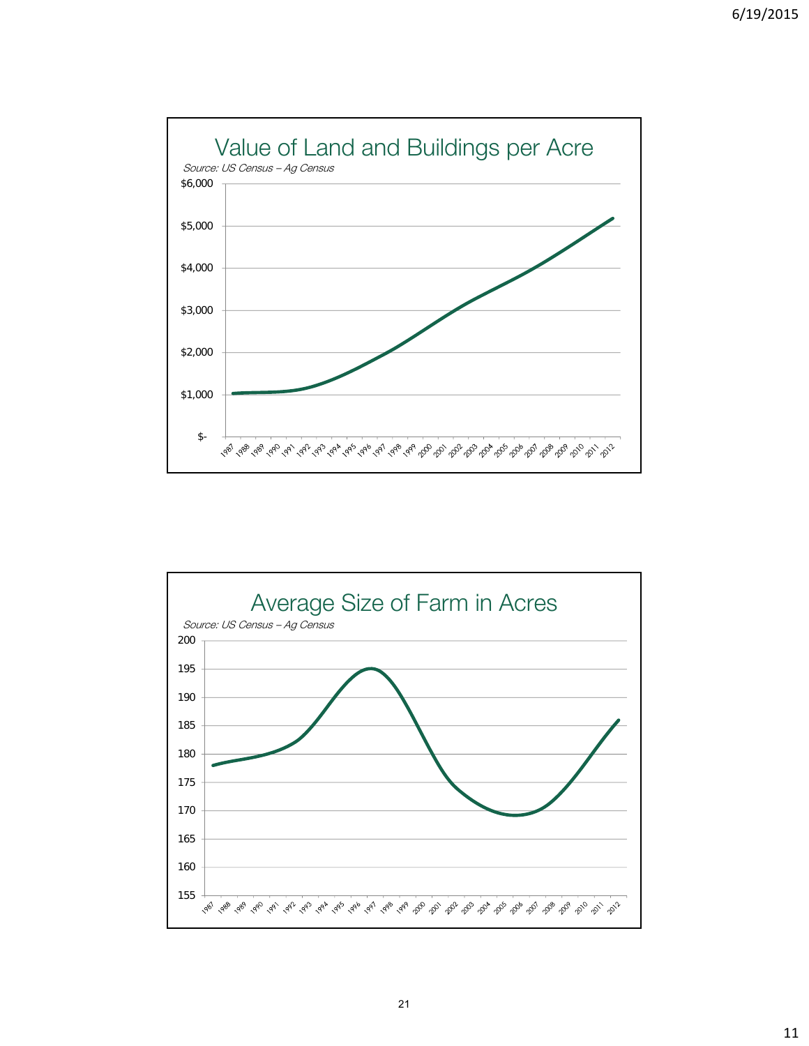## Value of Land and Buildings per Acre

*Source: US Census – Ag Census*

$6,000
$5,000
$4,000
$3,000
$2,000
$1,000
$-

1987 1988 1989 1990 1991 1992 1993 1994 1995 1996 1997 1998 1999 2000 2001 2002 2003 2004 2005 2006 2007 2008 2009 2010 2011 2012

## Average Size of Farm in Acres

*Source: US Census – Ag Census*

200
195
190
185
180
175
170
165
160
155

1987 1988 1989 1990 1991 1992 1993 1994 1995 1996 1997 1998 1999 2000 2001 2002 2003 2004 2005 2006 2007 2008 2009 2010 2011 2012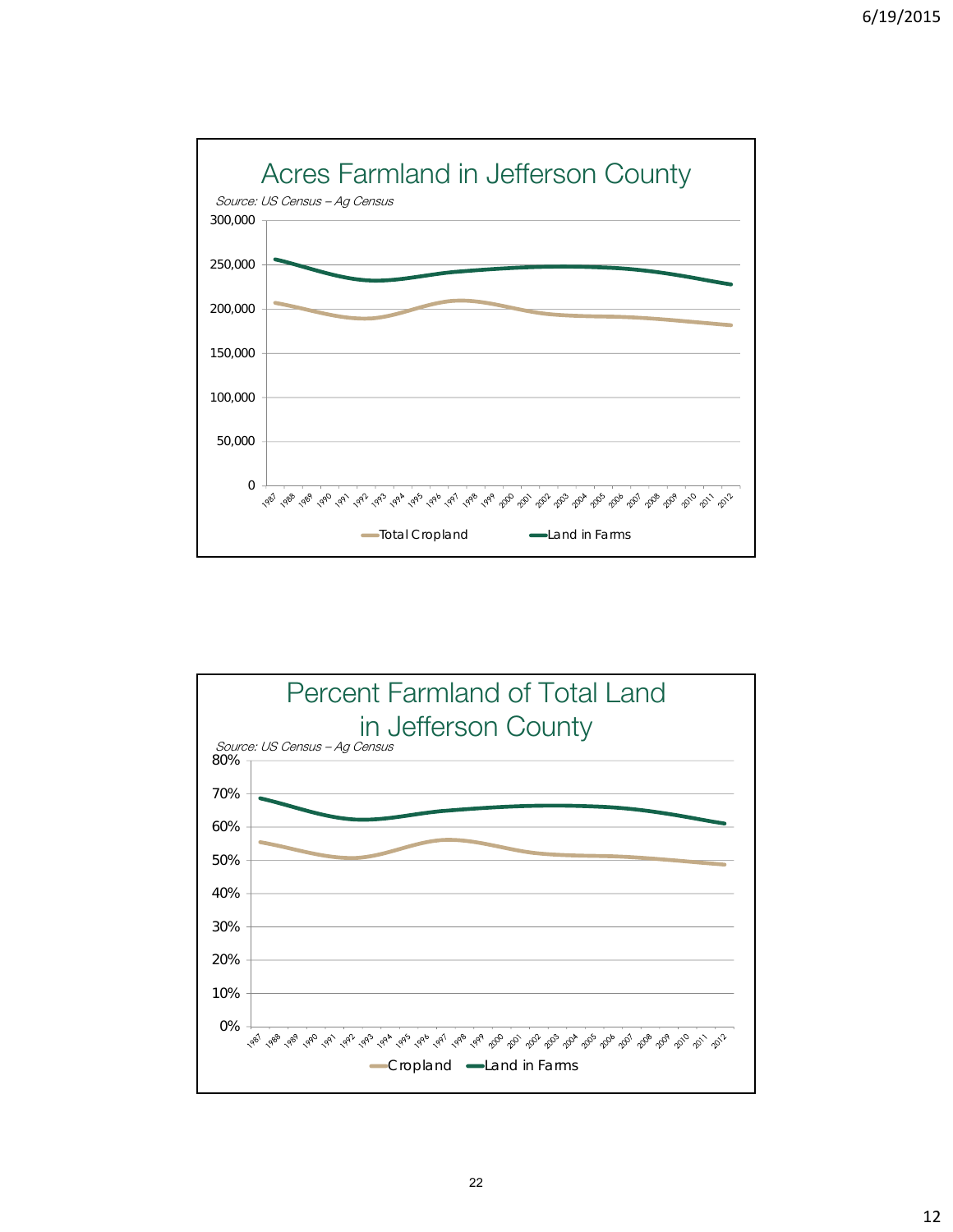## Acres Farmland in Jefferson County

*Source: US Census – Ag Census*

300,000
250,000
200,000
150,000
100,000
50,000
0

1987 1988 1989 1990 1991 1992 1993 1994 1995 1996 1997 1998 1999 2000 2001 2002 2003 2004 2005 2006 2007 2008 2009 2010 2011 2012

Total Cropland — Land in Farms

## Percent Farmland of Total Land in Jefferson County

*Source: US Census – Ag Census*

80%
70%
60%
50%
40%
30%
20%
10%
0%

1987 1988 1989 1990 1991 1992 1993 1994 1995 1996 1997 1998 1999 2000 2001 2002 2003 2004 2005 2006 2007 2008 2009 2010 2011 2012

Cropland — Land in Farms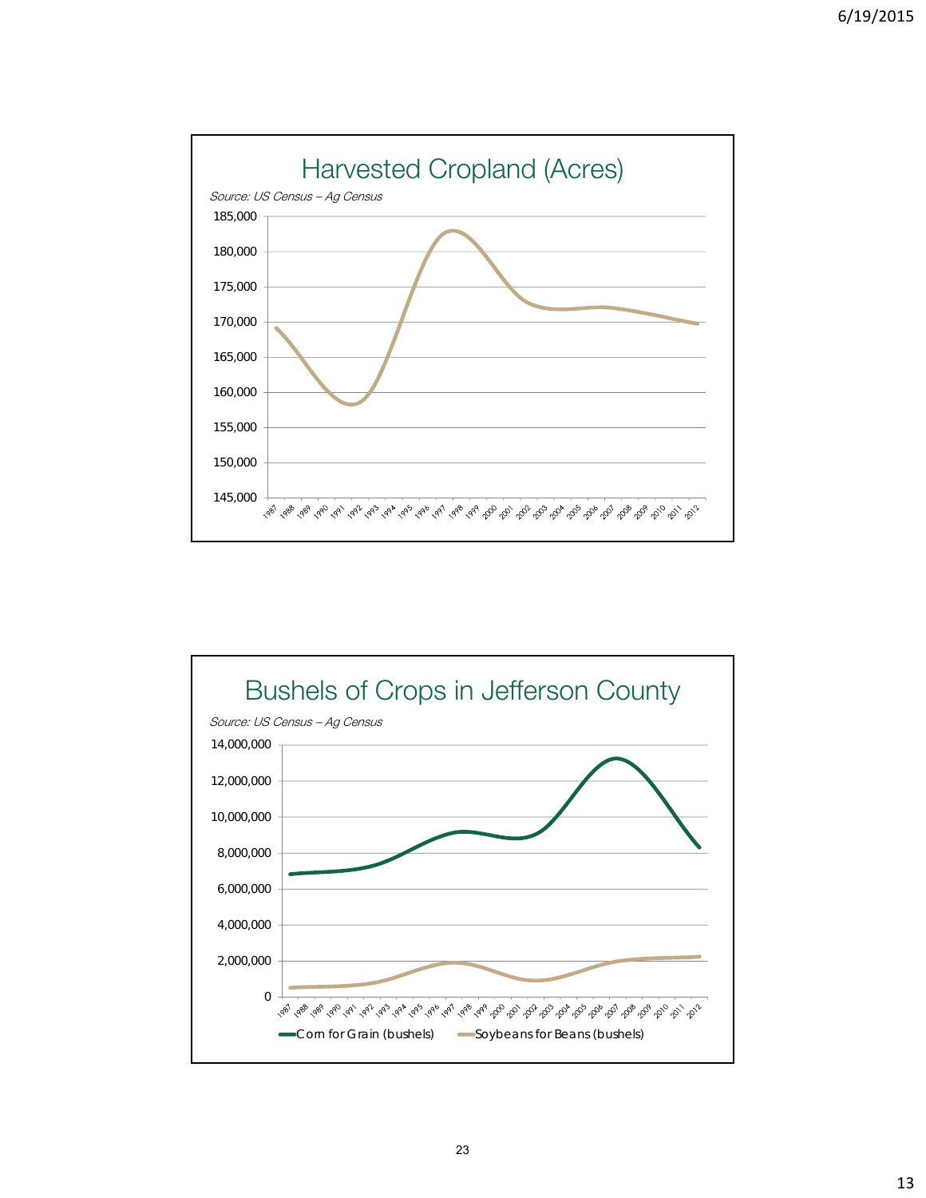## Harvested Cropland (Acres)

*Source: US Census – Ag Census*

185,000
180,000
175,000
170,000
165,000
160,000
155,000
150,000
145,000

1987 1988 1989 1990 1991 1992 1993 1994 1995 1996 1997 1998 1999 2000 2001 2002 2003 2004 2005 2006 2007 2008 2009 2010 2011 2012

## Bushels of Crops in Jefferson County

*Source: US Census – Ag Census*

14,000,000
12,000,000
10,000,000
8,000,000
6,000,000
4,000,000
2,000,000
0

1987 1988 1989 1990 1991 1992 1993 1994 1995 1996 1997 1998 1999 2000 2001 2002 2003 2004 2005 2006 2007 2008 2009 2010 2011 2012

Corn for Grain (bushels) — Soybeans for Beans (bushels)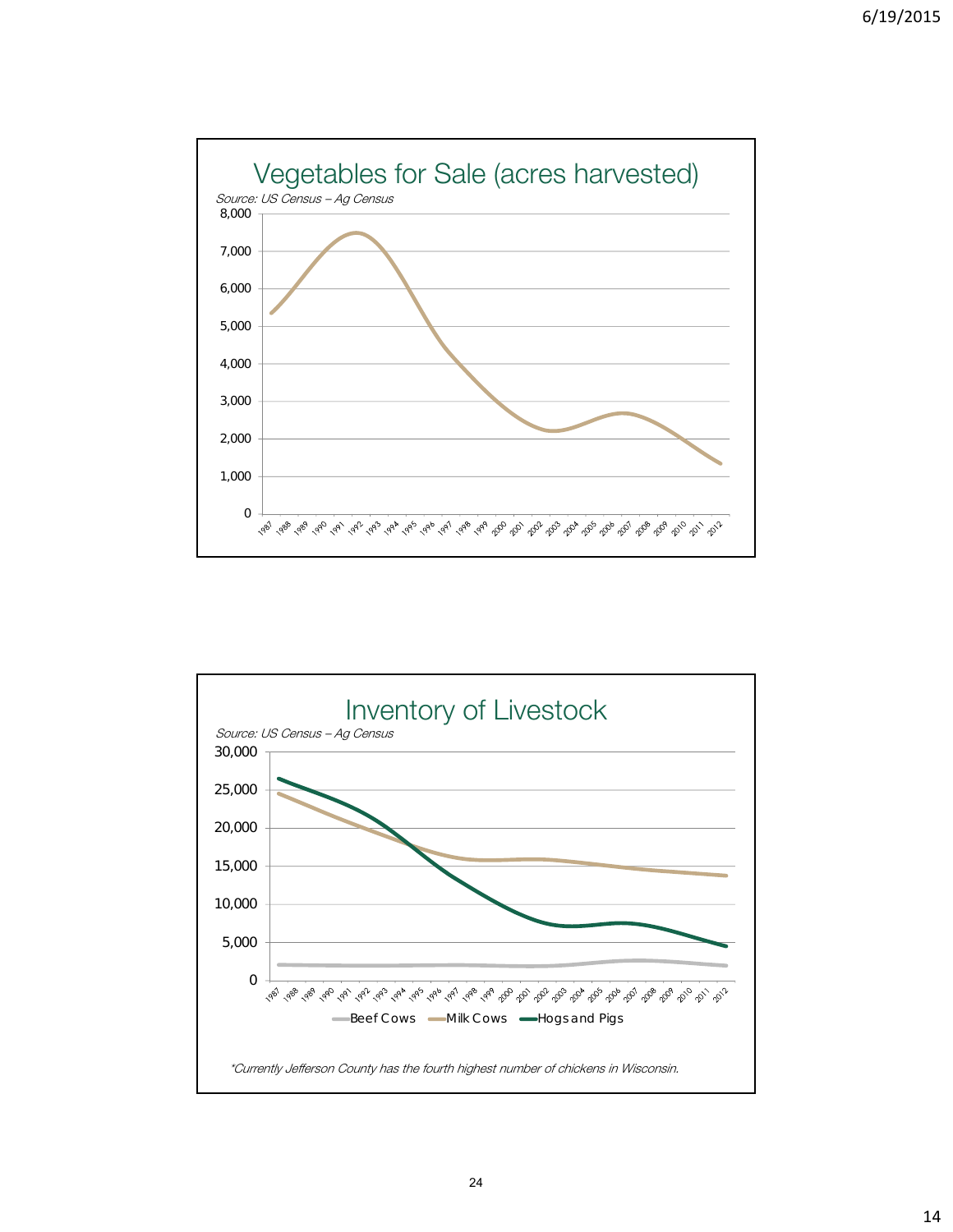## Vegetables for Sale (acres harvested)

*Source: US Census – Ag Census*

8,000
7,000
6,000
5,000
4,000
3,000
2,000
1,000
0

1987 1988 1989 1990 1991 1992 1993 1994 1995 1996 1997 1998 1999 2000 2001 2002 2003 2004 2005 2006 2007 2008 2009 2010 2011 2012

## Inventory of Livestock

*Source: US Census – Ag Census*

30,000
25,000
20,000
15,000
10,000
5,000
0

1987 1988 1989 1990 1991 1992 1993 1994 1995 1996 1997 1998 1999 2000 2001 2002 2003 2004 2005 2006 2007 2008 2009 2010 2011 2012

Beef Cows Milk Cows Hogs and Pigs

*\*Currently Jefferson County has the fourth highest number of chickens in Wisconsin.*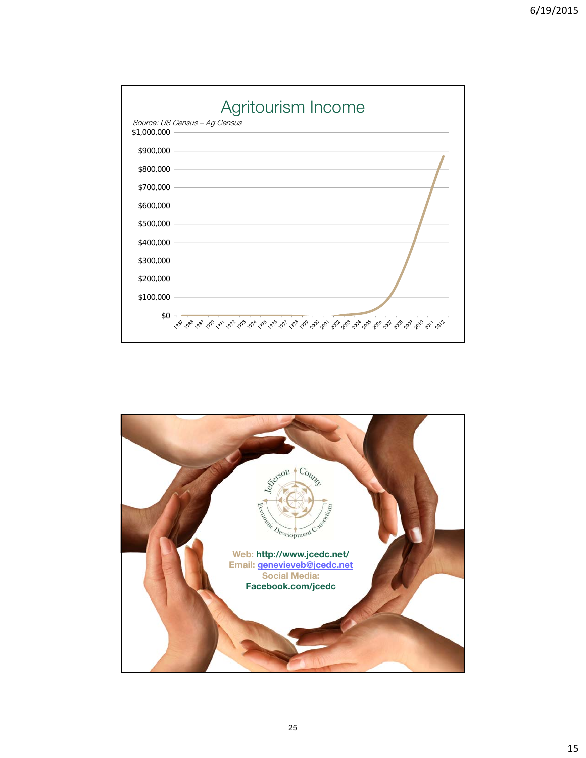## Agritourism Income

*Source: US Census – Ag Census*

$1,000,000
$900,000
$800,000
$700,000
$600,000
$500,000
$400,000
$300,000
$200,000
$100,000
$0

1987 1988 1989 1990 1991 1992 1993 1994 1995 1996 1997 1998 1999 2000 2001 2002 2003 2004 2005 2006 2007 2008 2009 2010 2011 2012

Jefferson County Economic Development Consortium

**Web:** **http://www.jcedc.net/**
**Email:** **genevieveb@jcedc.net**
**Social Media:**
**Facebook.com/jcedc**